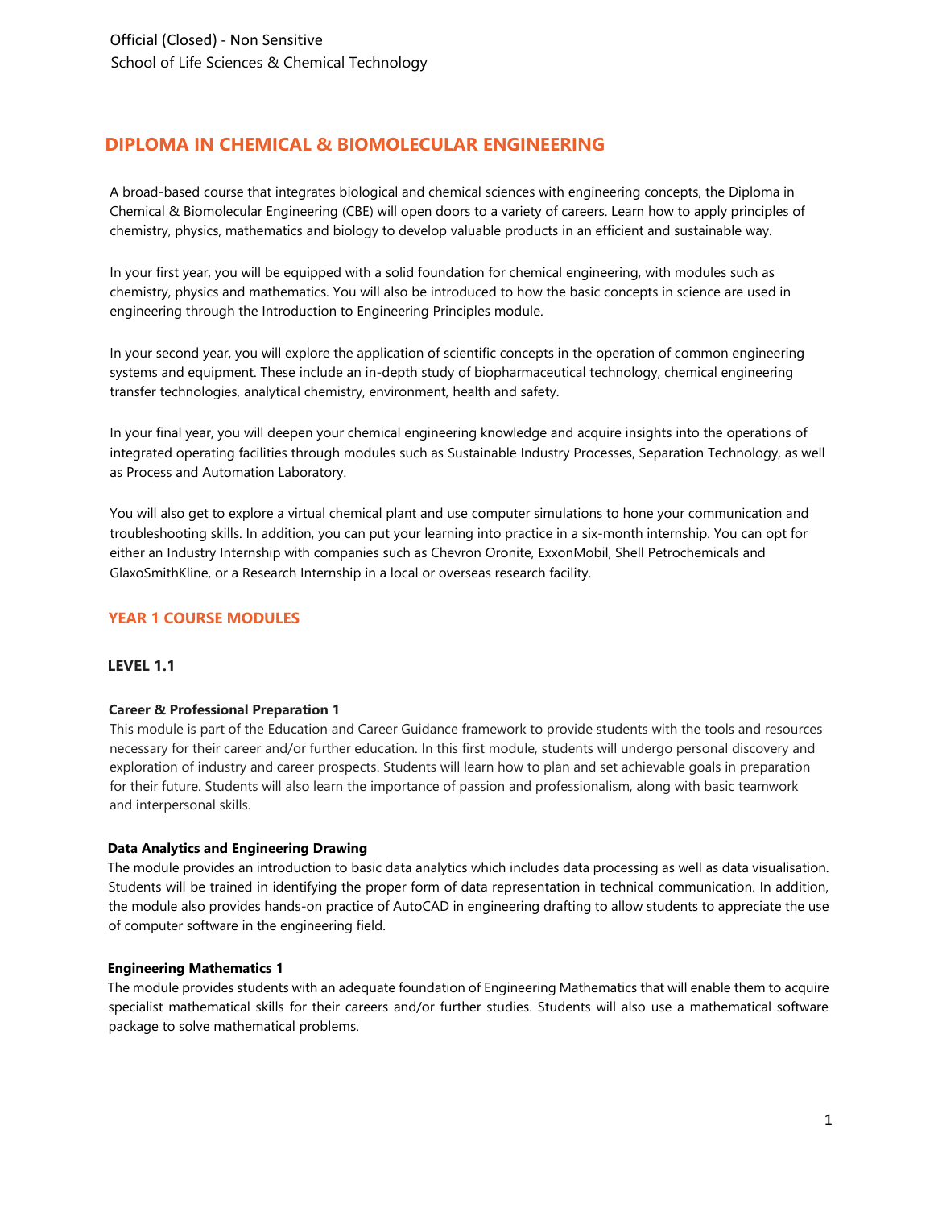Official (Closed) - Non Sensitive
School of Life Sciences & Chemical Technology

# DIPLOMA IN CHEMICAL & BIOMOLECULAR ENGINEERING

A broad-based course that integrates biological and chemical sciences with engineering concepts, the Diploma in Chemical & Biomolecular Engineering (CBE) will open doors to a variety of careers. Learn how to apply principles of chemistry, physics, mathematics and biology to develop valuable products in an efficient and sustainable way.

In your first year, you will be equipped with a solid foundation for chemical engineering, with modules such as chemistry, physics and mathematics. You will also be introduced to how the basic concepts in science are used in engineering through the Introduction to Engineering Principles module.

In your second year, you will explore the application of scientific concepts in the operation of common engineering systems and equipment. These include an in-depth study of biopharmaceutical technology, chemical engineering transfer technologies, analytical chemistry, environment, health and safety.

In your final year, you will deepen your chemical engineering knowledge and acquire insights into the operations of integrated operating facilities through modules such as Sustainable Industry Processes, Separation Technology, as well as Process and Automation Laboratory.

You will also get to explore a virtual chemical plant and use computer simulations to hone your communication and troubleshooting skills. In addition, you can put your learning into practice in a six-month internship. You can opt for either an Industry Internship with companies such as Chevron Oronite, ExxonMobil, Shell Petrochemicals and GlaxoSmithKline, or a Research Internship in a local or overseas research facility.

## YEAR 1 COURSE MODULES

### LEVEL 1.1

**Career & Professional Preparation 1**
This module is part of the Education and Career Guidance framework to provide students with the tools and resources necessary for their career and/or further education. In this first module, students will undergo personal discovery and exploration of industry and career prospects. Students will learn how to plan and set achievable goals in preparation for their future. Students will also learn the importance of passion and professionalism, along with basic teamwork and interpersonal skills.

**Data Analytics and Engineering Drawing**
The module provides an introduction to basic data analytics which includes data processing as well as data visualisation. Students will be trained in identifying the proper form of data representation in technical communication. In addition, the module also provides hands-on practice of AutoCAD in engineering drafting to allow students to appreciate the use of computer software in the engineering field.

**Engineering Mathematics 1**
The module provides students with an adequate foundation of Engineering Mathematics that will enable them to acquire specialist mathematical skills for their careers and/or further studies. Students will also use a mathematical software package to solve mathematical problems.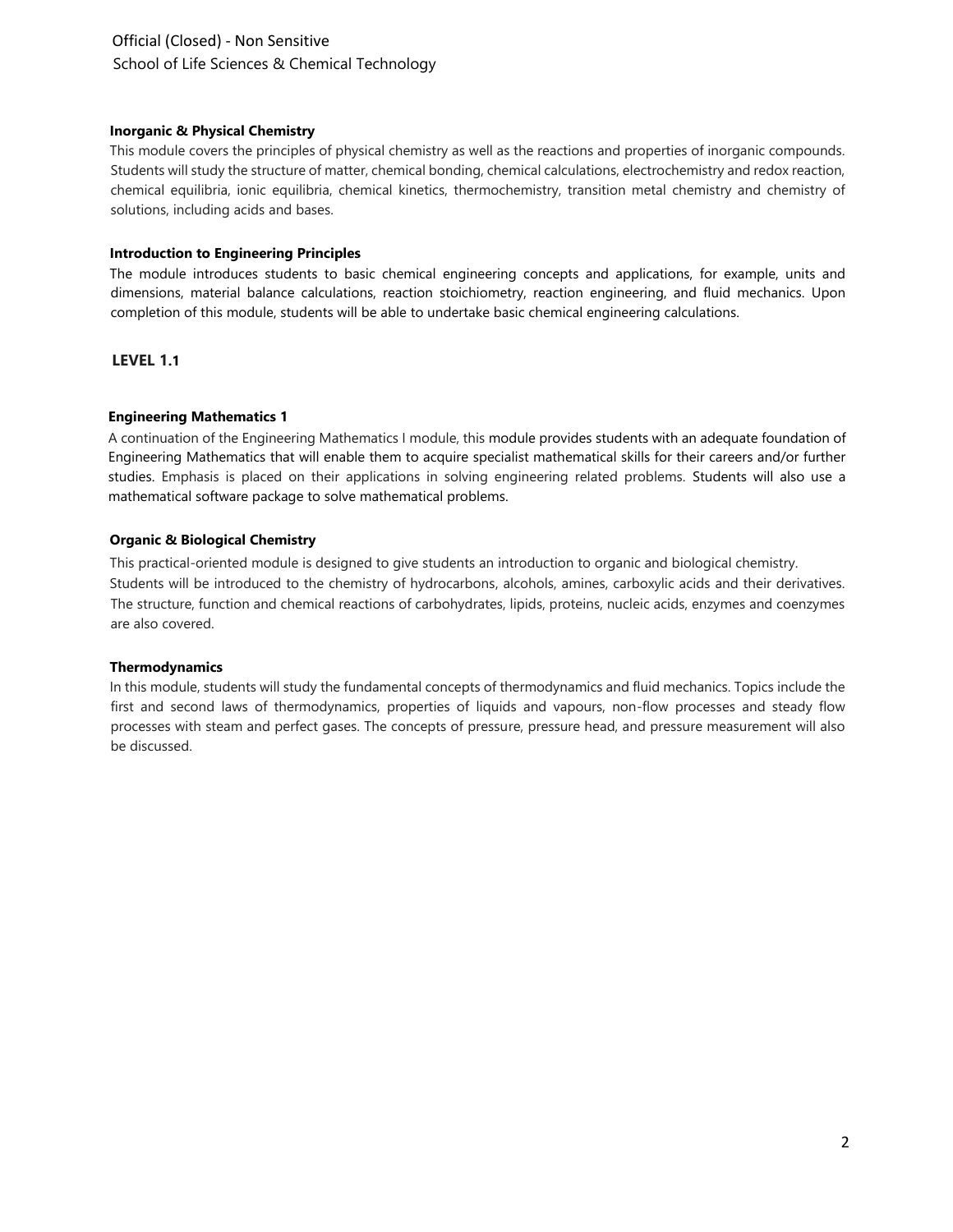**Inorganic & Physical Chemistry**

This module covers the principles of physical chemistry as well as the reactions and properties of inorganic compounds. Students will study the structure of matter, chemical bonding, chemical calculations, electrochemistry and redox reaction, chemical equilibria, ionic equilibria, chemical kinetics, thermochemistry, transition metal chemistry and chemistry of solutions, including acids and bases.

**Introduction to Engineering Principles**

The module introduces students to basic chemical engineering concepts and applications, for example, units and dimensions, material balance calculations, reaction stoichiometry, reaction engineering, and fluid mechanics. Upon completion of this module, students will be able to undertake basic chemical engineering calculations.

## LEVEL 1.1

**Engineering Mathematics 1**

A continuation of the Engineering Mathematics I module, this module provides students with an adequate foundation of Engineering Mathematics that will enable them to acquire specialist mathematical skills for their careers and/or further studies. Emphasis is placed on their applications in solving engineering related problems. Students will also use a mathematical software package to solve mathematical problems.

**Organic & Biological Chemistry**

This practical-oriented module is designed to give students an introduction to organic and biological chemistry. Students will be introduced to the chemistry of hydrocarbons, alcohols, amines, carboxylic acids and their derivatives. The structure, function and chemical reactions of carbohydrates, lipids, proteins, nucleic acids, enzymes and coenzymes are also covered.

**Thermodynamics**

In this module, students will study the fundamental concepts of thermodynamics and fluid mechanics. Topics include the first and second laws of thermodynamics, properties of liquids and vapours, non-flow processes and steady flow processes with steam and perfect gases. The concepts of pressure, pressure head, and pressure measurement will also be discussed.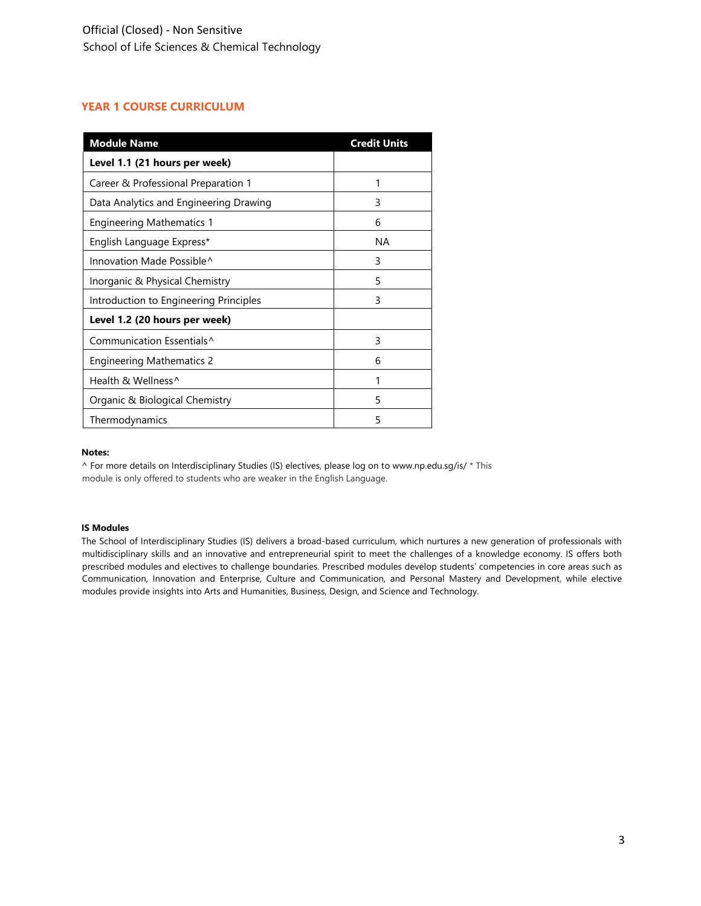## YEAR 1 COURSE CURRICULUM

| Module Name | Credit Units |
|---|---|
| **Level 1.1 (21 hours per week)** | |
| Career & Professional Preparation 1 | 1 |
| Data Analytics and Engineering Drawing | 3 |
| Engineering Mathematics 1 | 6 |
| English Language Express* | NA |
| Innovation Made Possible^ | 3 |
| Inorganic & Physical Chemistry | 5 |
| Introduction to Engineering Principles | 3 |
| **Level 1.2 (20 hours per week)** | |
| Communication Essentials^ | 3 |
| Engineering Mathematics 2 | 6 |
| Health & Wellness^ | 1 |
| Organic & Biological Chemistry | 5 |
| Thermodynamics | 5 |

**Notes:**

^ For more details on Interdisciplinary Studies (IS) electives, please log on to www.np.edu.sg/is/ * This module is only offered to students who are weaker in the English Language.

**IS Modules**

The School of Interdisciplinary Studies (IS) delivers a broad-based curriculum, which nurtures a new generation of professionals with multidisciplinary skills and an innovative and entrepreneurial spirit to meet the challenges of a knowledge economy. IS offers both prescribed modules and electives to challenge boundaries. Prescribed modules develop students' competencies in core areas such as Communication, Innovation and Enterprise, Culture and Communication, and Personal Mastery and Development, while elective modules provide insights into Arts and Humanities, Business, Design, and Science and Technology.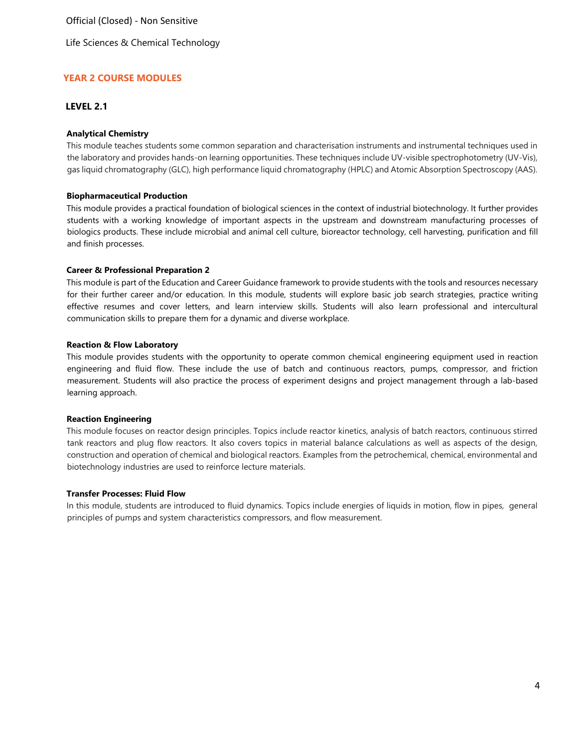## YEAR 2 COURSE MODULES

### LEVEL 2.1

**Analytical Chemistry**

This module teaches students some common separation and characterisation instruments and instrumental techniques used in the laboratory and provides hands-on learning opportunities. These techniques include UV-visible spectrophotometry (UV-Vis), gas liquid chromatography (GLC), high performance liquid chromatography (HPLC) and Atomic Absorption Spectroscopy (AAS).

**Biopharmaceutical Production**

This module provides a practical foundation of biological sciences in the context of industrial biotechnology. It further provides students with a working knowledge of important aspects in the upstream and downstream manufacturing processes of biologics products. These include microbial and animal cell culture, bioreactor technology, cell harvesting, purification and fill and finish processes.

**Career & Professional Preparation 2**

This module is part of the Education and Career Guidance framework to provide students with the tools and resources necessary for their further career and/or education. In this module, students will explore basic job search strategies, practice writing effective resumes and cover letters, and learn interview skills. Students will also learn professional and intercultural communication skills to prepare them for a dynamic and diverse workplace.

**Reaction & Flow Laboratory**

This module provides students with the opportunity to operate common chemical engineering equipment used in reaction engineering and fluid flow. These include the use of batch and continuous reactors, pumps, compressor, and friction measurement. Students will also practice the process of experiment designs and project management through a lab-based learning approach.

**Reaction Engineering**

This module focuses on reactor design principles. Topics include reactor kinetics, analysis of batch reactors, continuous stirred tank reactors and plug flow reactors. It also covers topics in material balance calculations as well as aspects of the design, construction and operation of chemical and biological reactors. Examples from the petrochemical, chemical, environmental and biotechnology industries are used to reinforce lecture materials.

**Transfer Processes: Fluid Flow**

In this module, students are introduced to fluid dynamics. Topics include energies of liquids in motion, flow in pipes, general principles of pumps and system characteristics compressors, and flow measurement.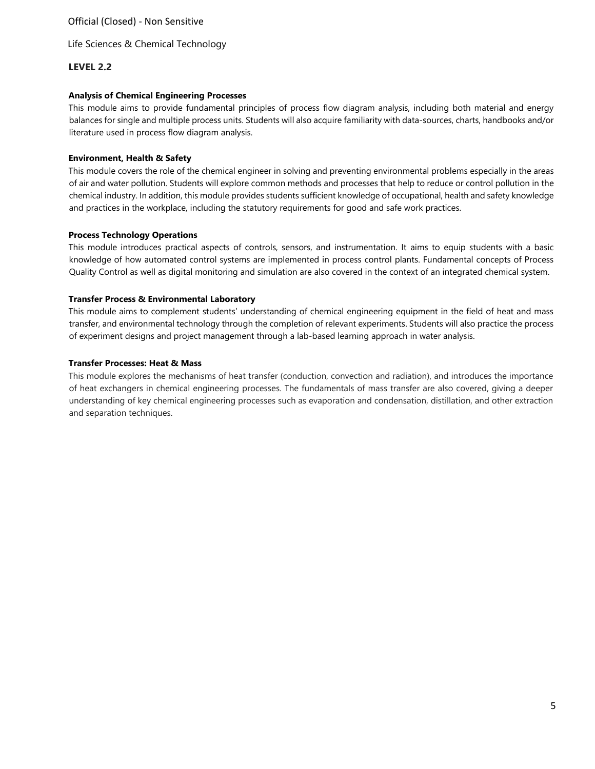Life Sciences & Chemical Technology

## LEVEL 2.2

### Analysis of Chemical Engineering Processes

This module aims to provide fundamental principles of process flow diagram analysis, including both material and energy balances for single and multiple process units. Students will also acquire familiarity with data-sources, charts, handbooks and/or literature used in process flow diagram analysis.

### Environment, Health & Safety

This module covers the role of the chemical engineer in solving and preventing environmental problems especially in the areas of air and water pollution. Students will explore common methods and processes that help to reduce or control pollution in the chemical industry. In addition, this module provides students sufficient knowledge of occupational, health and safety knowledge and practices in the workplace, including the statutory requirements for good and safe work practices.

### Process Technology Operations

This module introduces practical aspects of controls, sensors, and instrumentation. It aims to equip students with a basic knowledge of how automated control systems are implemented in process control plants. Fundamental concepts of Process Quality Control as well as digital monitoring and simulation are also covered in the context of an integrated chemical system.

### Transfer Process & Environmental Laboratory

This module aims to complement students' understanding of chemical engineering equipment in the field of heat and mass transfer, and environmental technology through the completion of relevant experiments. Students will also practice the process of experiment designs and project management through a lab-based learning approach in water analysis.

### Transfer Processes: Heat & Mass

This module explores the mechanisms of heat transfer (conduction, convection and radiation), and introduces the importance of heat exchangers in chemical engineering processes. The fundamentals of mass transfer are also covered, giving a deeper understanding of key chemical engineering processes such as evaporation and condensation, distillation, and other extraction and separation techniques.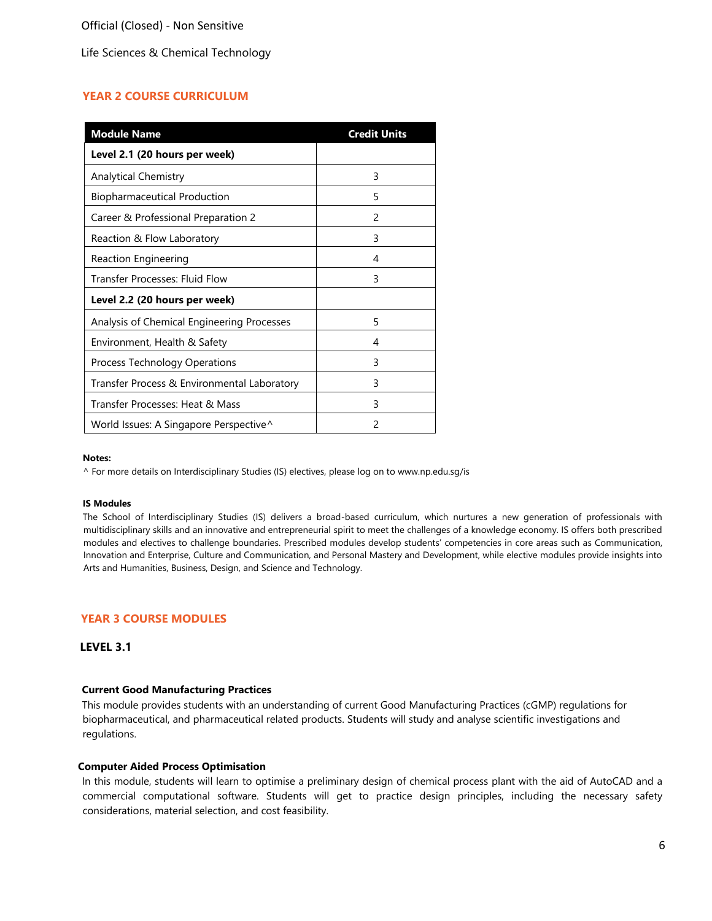## YEAR 2 COURSE CURRICULUM

| Module Name | Credit Units |
|---|---|
| **Level 2.1 (20 hours per week)** | |
| Analytical Chemistry | 3 |
| Biopharmaceutical Production | 5 |
| Career & Professional Preparation 2 | 2 |
| Reaction & Flow Laboratory | 3 |
| Reaction Engineering | 4 |
| Transfer Processes: Fluid Flow | 3 |
| **Level 2.2 (20 hours per week)** | |
| Analysis of Chemical Engineering Processes | 5 |
| Environment, Health & Safety | 4 |
| Process Technology Operations | 3 |
| Transfer Process & Environmental Laboratory | 3 |
| Transfer Processes: Heat & Mass | 3 |
| World Issues: A Singapore Perspective^ | 2 |

**Notes:**

^ For more details on Interdisciplinary Studies (IS) electives, please log on to www.np.edu.sg/is

**IS Modules**

The School of Interdisciplinary Studies (IS) delivers a broad-based curriculum, which nurtures a new generation of professionals with multidisciplinary skills and an innovative and entrepreneurial spirit to meet the challenges of a knowledge economy. IS offers both prescribed modules and electives to challenge boundaries. Prescribed modules develop students' competencies in core areas such as Communication, Innovation and Enterprise, Culture and Communication, and Personal Mastery and Development, while elective modules provide insights into Arts and Humanities, Business, Design, and Science and Technology.

## YEAR 3 COURSE MODULES

### LEVEL 3.1

**Current Good Manufacturing Practices**

This module provides students with an understanding of current Good Manufacturing Practices (cGMP) regulations for biopharmaceutical, and pharmaceutical related products. Students will study and analyse scientific investigations and regulations.

**Computer Aided Process Optimisation**

In this module, students will learn to optimise a preliminary design of chemical process plant with the aid of AutoCAD and a commercial computational software. Students will get to practice design principles, including the necessary safety considerations, material selection, and cost feasibility.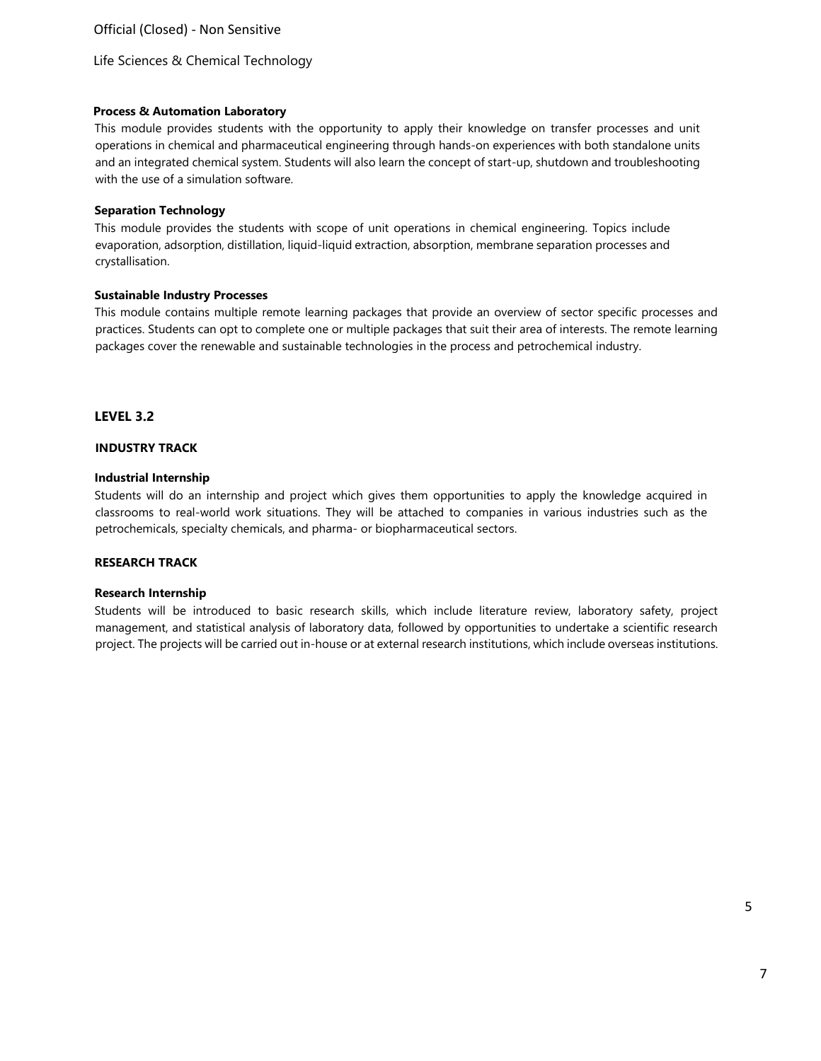### Process & Automation Laboratory

This module provides students with the opportunity to apply their knowledge on transfer processes and unit operations in chemical and pharmaceutical engineering through hands-on experiences with both standalone units and an integrated chemical system. Students will also learn the concept of start-up, shutdown and troubleshooting with the use of a simulation software.

### Separation Technology

This module provides the students with scope of unit operations in chemical engineering. Topics include evaporation, adsorption, distillation, liquid-liquid extraction, absorption, membrane separation processes and crystallisation.

### Sustainable Industry Processes

This module contains multiple remote learning packages that provide an overview of sector specific processes and practices. Students can opt to complete one or multiple packages that suit their area of interests. The remote learning packages cover the renewable and sustainable technologies in the process and petrochemical industry.

## LEVEL 3.2

### INDUSTRY TRACK

### Industrial Internship

Students will do an internship and project which gives them opportunities to apply the knowledge acquired in classrooms to real-world work situations. They will be attached to companies in various industries such as the petrochemicals, specialty chemicals, and pharma- or biopharmaceutical sectors.

### RESEARCH TRACK

### Research Internship

Students will be introduced to basic research skills, which include literature review, laboratory safety, project management, and statistical analysis of laboratory data, followed by opportunities to undertake a scientific research project. The projects will be carried out in-house or at external research institutions, which include overseas institutions.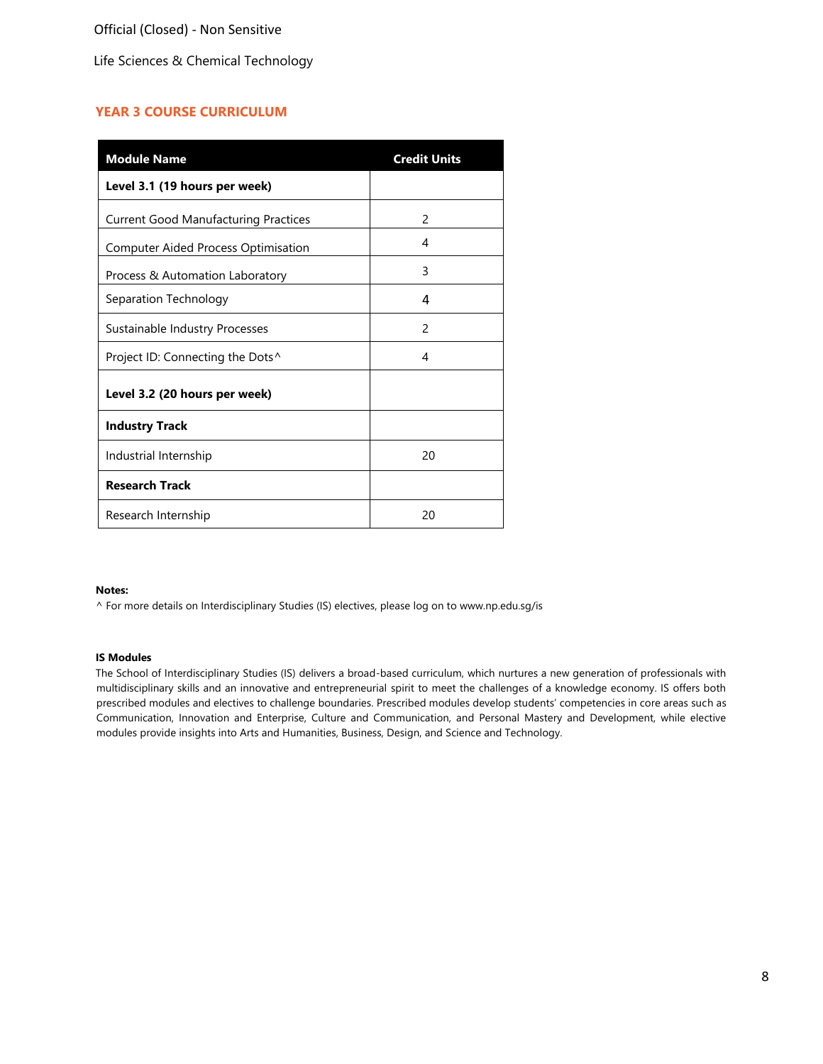Official (Closed) - Non Sensitive

Life Sciences & Chemical Technology

## YEAR 3 COURSE CURRICULUM

| Module Name | Credit Units |
|---|---|
| **Level 3.1 (19 hours per week)** | |
| Current Good Manufacturing Practices | 2 |
| Computer Aided Process Optimisation | 4 |
| Process & Automation Laboratory | 3 |
| Separation Technology | 4 |
| Sustainable Industry Processes | 2 |
| Project ID: Connecting the Dots^ | 4 |
| **Level 3.2 (20 hours per week)** | |
| **Industry Track** | |
| Industrial Internship | 20 |
| **Research Track** | |
| Research Internship | 20 |

**Notes:**

^ For more details on Interdisciplinary Studies (IS) electives, please log on to www.np.edu.sg/is

**IS Modules**

The School of Interdisciplinary Studies (IS) delivers a broad-based curriculum, which nurtures a new generation of professionals with multidisciplinary skills and an innovative and entrepreneurial spirit to meet the challenges of a knowledge economy. IS offers both prescribed modules and electives to challenge boundaries. Prescribed modules develop students' competencies in core areas such as Communication, Innovation and Enterprise, Culture and Communication, and Personal Mastery and Development, while elective modules provide insights into Arts and Humanities, Business, Design, and Science and Technology.